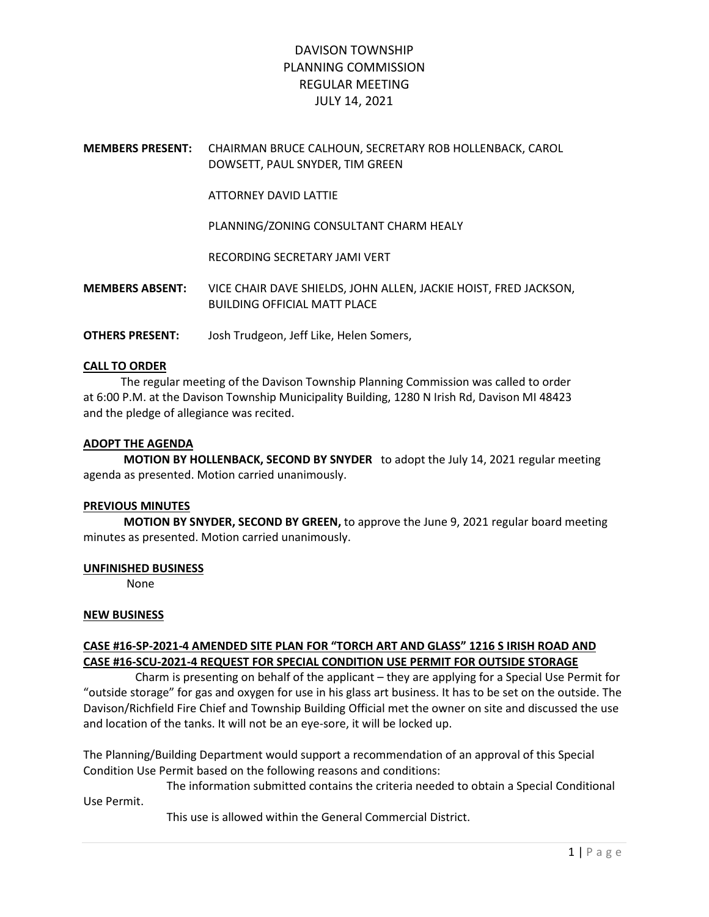# DAVISON TOWNSHIP
# PLANNING COMMISSION
# REGULAR MEETING
# JULY 14, 2021

**MEMBERS PRESENT:** CHAIRMAN BRUCE CALHOUN, SECRETARY ROB HOLLENBACK, CAROL DOWSETT, PAUL SNYDER, TIM GREEN

ATTORNEY DAVID LATTIE

PLANNING/ZONING CONSULTANT CHARM HEALY

RECORDING SECRETARY JAMI VERT

**MEMBERS ABSENT:** VICE CHAIR DAVE SHIELDS, JOHN ALLEN, JACKIE HOIST, FRED JACKSON, BUILDING OFFICIAL MATT PLACE

**OTHERS PRESENT:** Josh Trudgeon, Jeff Like, Helen Somers,

**CALL TO ORDER**

The regular meeting of the Davison Township Planning Commission was called to order at 6:00 P.M. at the Davison Township Municipality Building, 1280 N Irish Rd, Davison MI 48423 and the pledge of allegiance was recited.

**ADOPT THE AGENDA**

**MOTION BY HOLLENBACK, SECOND BY SNYDER** to adopt the July 14, 2021 regular meeting agenda as presented. Motion carried unanimously.

**PREVIOUS MINUTES**

**MOTION BY SNYDER, SECOND BY GREEN,** to approve the June 9, 2021 regular board meeting minutes as presented. Motion carried unanimously.

**UNFINISHED BUSINESS**

None

**NEW BUSINESS**

**CASE #16-SP-2021-4 AMENDED SITE PLAN FOR "TORCH ART AND GLASS" 1216 S IRISH ROAD AND CASE #16-SCU-2021-4 REQUEST FOR SPECIAL CONDITION USE PERMIT FOR OUTSIDE STORAGE**

Charm is presenting on behalf of the applicant – they are applying for a Special Use Permit for "outside storage" for gas and oxygen for use in his glass art business. It has to be set on the outside. The Davison/Richfield Fire Chief and Township Building Official met the owner on site and discussed the use and location of the tanks. It will not be an eye-sore, it will be locked up.

The Planning/Building Department would support a recommendation of an approval of this Special Condition Use Permit based on the following reasons and conditions:

The information submitted contains the criteria needed to obtain a Special Conditional Use Permit.

This use is allowed within the General Commercial District.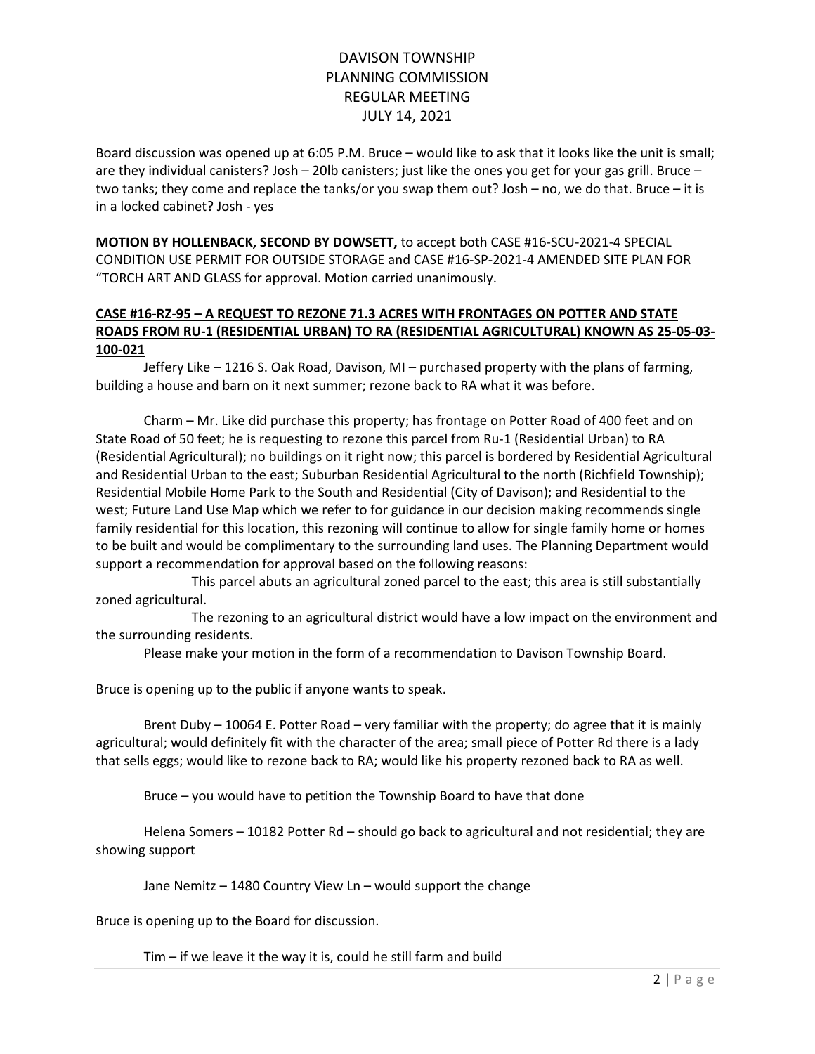# DAVISON TOWNSHIP
# PLANNING COMMISSION
# REGULAR MEETING
# JULY 14, 2021

Board discussion was opened up at 6:05 P.M. Bruce – would like to ask that it looks like the unit is small; are they individual canisters? Josh – 20lb canisters; just like the ones you get for your gas grill. Bruce – two tanks; they come and replace the tanks/or you swap them out? Josh – no, we do that. Bruce – it is in a locked cabinet? Josh - yes

**MOTION BY HOLLENBACK, SECOND BY DOWSETT,** to accept both CASE #16-SCU-2021-4 SPECIAL CONDITION USE PERMIT FOR OUTSIDE STORAGE and CASE #16-SP-2021-4 AMENDED SITE PLAN FOR "TORCH ART AND GLASS for approval. Motion carried unanimously.

**CASE #16-RZ-95 – A REQUEST TO REZONE 71.3 ACRES WITH FRONTAGES ON POTTER AND STATE ROADS FROM RU-1 (RESIDENTIAL URBAN) TO RA (RESIDENTIAL AGRICULTURAL) KNOWN AS 25-05-03-100-021**

Jeffery Like – 1216 S. Oak Road, Davison, MI – purchased property with the plans of farming, building a house and barn on it next summer; rezone back to RA what it was before.

Charm – Mr. Like did purchase this property; has frontage on Potter Road of 400 feet and on State Road of 50 feet; he is requesting to rezone this parcel from Ru-1 (Residential Urban) to RA (Residential Agricultural); no buildings on it right now; this parcel is bordered by Residential Agricultural and Residential Urban to the east; Suburban Residential Agricultural to the north (Richfield Township); Residential Mobile Home Park to the South and Residential (City of Davison); and Residential to the west; Future Land Use Map which we refer to for guidance in our decision making recommends single family residential for this location, this rezoning will continue to allow for single family home or homes to be built and would be complimentary to the surrounding land uses. The Planning Department would support a recommendation for approval based on the following reasons:

This parcel abuts an agricultural zoned parcel to the east; this area is still substantially zoned agricultural.

The rezoning to an agricultural district would have a low impact on the environment and the surrounding residents.

Please make your motion in the form of a recommendation to Davison Township Board.

Bruce is opening up to the public if anyone wants to speak.

Brent Duby – 10064 E. Potter Road – very familiar with the property; do agree that it is mainly agricultural; would definitely fit with the character of the area; small piece of Potter Rd there is a lady that sells eggs; would like to rezone back to RA; would like his property rezoned back to RA as well.

Bruce – you would have to petition the Township Board to have that done

Helena Somers – 10182 Potter Rd – should go back to agricultural and not residential; they are showing support

Jane Nemitz – 1480 Country View Ln – would support the change

Bruce is opening up to the Board for discussion.

Tim – if we leave it the way it is, could he still farm and build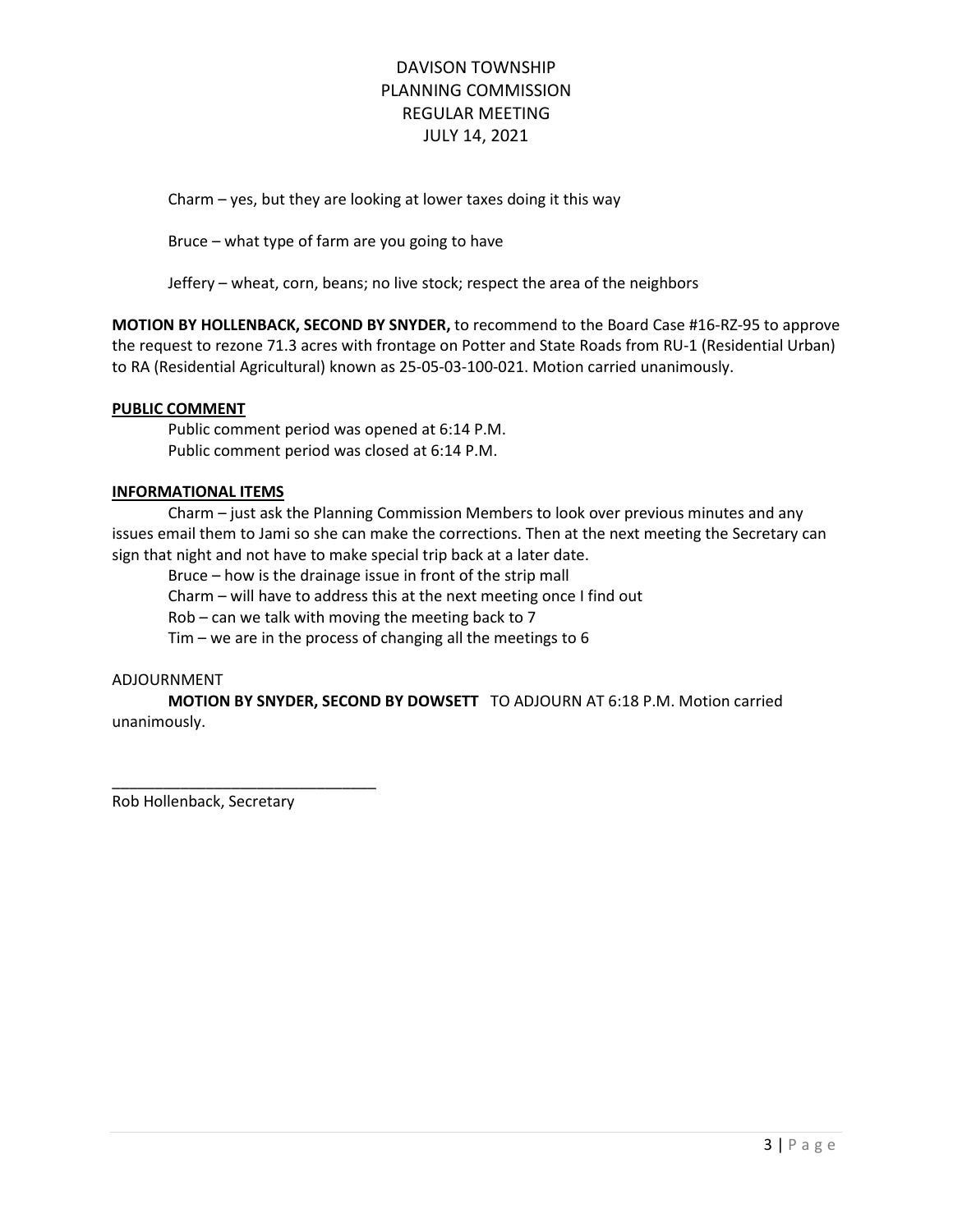Charm – yes, but they are looking at lower taxes doing it this way

Bruce – what type of farm are you going to have

Jeffery – wheat, corn, beans; no live stock; respect the area of the neighbors

**MOTION BY HOLLENBACK, SECOND BY SNYDER,** to recommend to the Board Case #16-RZ-95 to approve the request to rezone 71.3 acres with frontage on Potter and State Roads from RU-1 (Residential Urban) to RA (Residential Agricultural) known as 25-05-03-100-021. Motion carried unanimously.

**PUBLIC COMMENT**

Public comment period was opened at 6:14 P.M.
Public comment period was closed at 6:14 P.M.

**INFORMATIONAL ITEMS**

Charm – just ask the Planning Commission Members to look over previous minutes and any issues email them to Jami so she can make the corrections. Then at the next meeting the Secretary can sign that night and not have to make special trip back at a later date.

Bruce – how is the drainage issue in front of the strip mall

Charm – will have to address this at the next meeting once I find out

Rob – can we talk with moving the meeting back to 7

Tim – we are in the process of changing all the meetings to 6

ADJOURNMENT

**MOTION BY SNYDER, SECOND BY DOWSETT** TO ADJOURN AT 6:18 P.M. Motion carried unanimously.

_______________________________
Rob Hollenback, Secretary